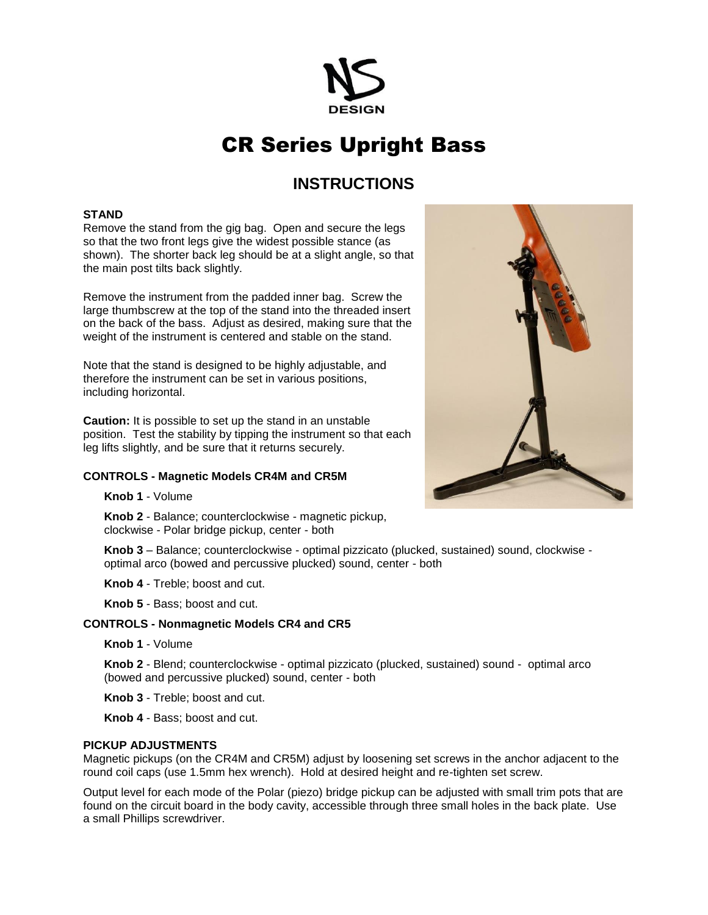NS DESIGN

# CR Series Upright Bass

## INSTRUCTIONS

### STAND

Remove the stand from the gig bag. Open and secure the legs so that the two front legs give the widest possible stance (as shown). The shorter back leg should be at a slight angle, so that the main post tilts back slightly.

Remove the instrument from the padded inner bag. Screw the large thumbscrew at the top of the stand into the threaded insert on the back of the bass. Adjust as desired, making sure that the weight of the instrument is centered and stable on the stand.

Note that the stand is designed to be highly adjustable, and therefore the instrument can be set in various positions, including horizontal.

**Caution:** It is possible to set up the stand in an unstable position. Test the stability by tipping the instrument so that each leg lifts slightly, and be sure that it returns securely.

### CONTROLS - Magnetic Models CR4M and CR5M

**Knob 1** - Volume

**Knob 2** - Balance; counterclockwise - magnetic pickup, clockwise - Polar bridge pickup, center - both

**Knob 3** – Balance; counterclockwise - optimal pizzicato (plucked, sustained) sound, clockwise - optimal arco (bowed and percussive plucked) sound, center - both

**Knob 4** - Treble; boost and cut.

**Knob 5** - Bass; boost and cut.

### CONTROLS - Nonmagnetic Models CR4 and CR5

**Knob 1** - Volume

**Knob 2** - Blend; counterclockwise - optimal pizzicato (plucked, sustained) sound - optimal arco (bowed and percussive plucked) sound, center - both

**Knob 3** - Treble; boost and cut.

**Knob 4** - Bass; boost and cut.

### PICKUP ADJUSTMENTS

Magnetic pickups (on the CR4M and CR5M) adjust by loosening set screws in the anchor adjacent to the round coil caps (use 1.5mm hex wrench). Hold at desired height and re-tighten set screw.

Output level for each mode of the Polar (piezo) bridge pickup can be adjusted with small trim pots that are found on the circuit board in the body cavity, accessible through three small holes in the back plate. Use a small Phillips screwdriver.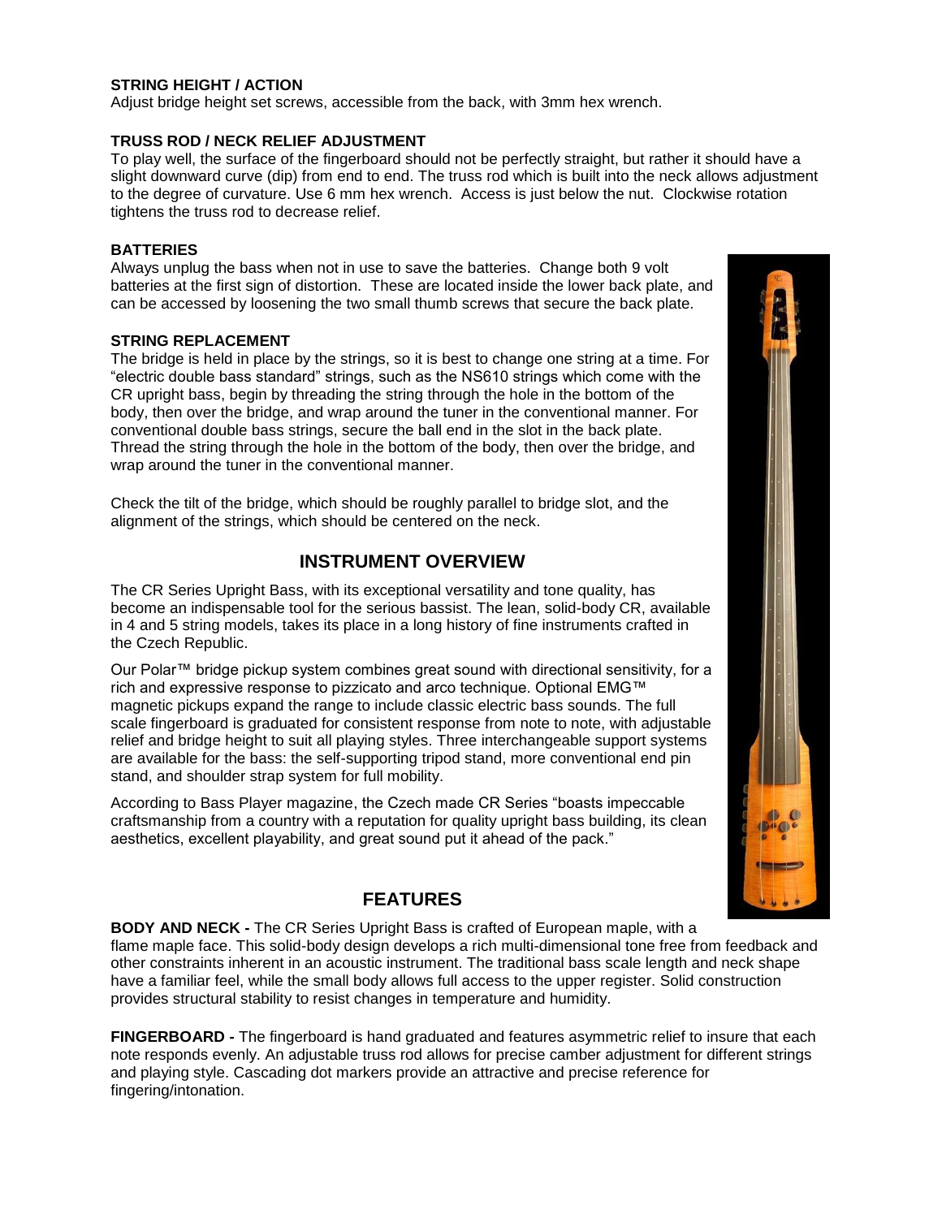**STRING HEIGHT / ACTION**

Adjust bridge height set screws, accessible from the back, with 3mm hex wrench.

**TRUSS ROD / NECK RELIEF ADJUSTMENT**

To play well, the surface of the fingerboard should not be perfectly straight, but rather it should have a slight downward curve (dip) from end to end. The truss rod which is built into the neck allows adjustment to the degree of curvature. Use 6 mm hex wrench. Access is just below the nut. Clockwise rotation tightens the truss rod to decrease relief.

**BATTERIES**

Always unplug the bass when not in use to save the batteries. Change both 9 volt batteries at the first sign of distortion. These are located inside the lower back plate, and can be accessed by loosening the two small thumb screws that secure the back plate.

**STRING REPLACEMENT**

The bridge is held in place by the strings, so it is best to change one string at a time. For "electric double bass standard" strings, such as the NS610 strings which come with the CR upright bass, begin by threading the string through the hole in the bottom of the body, then over the bridge, and wrap around the tuner in the conventional manner. For conventional double bass strings, secure the ball end in the slot in the back plate. Thread the string through the hole in the bottom of the body, then over the bridge, and wrap around the tuner in the conventional manner.

Check the tilt of the bridge, which should be roughly parallel to bridge slot, and the alignment of the strings, which should be centered on the neck.

## INSTRUMENT OVERVIEW

The CR Series Upright Bass, with its exceptional versatility and tone quality, has become an indispensable tool for the serious bassist. The lean, solid-body CR, available in 4 and 5 string models, takes its place in a long history of fine instruments crafted in the Czech Republic.

Our Polar™ bridge pickup system combines great sound with directional sensitivity, for a rich and expressive response to pizzicato and arco technique. Optional EMG™ magnetic pickups expand the range to include classic electric bass sounds. The full scale fingerboard is graduated for consistent response from note to note, with adjustable relief and bridge height to suit all playing styles. Three interchangeable support systems are available for the bass: the self-supporting tripod stand, more conventional end pin stand, and shoulder strap system for full mobility.

According to Bass Player magazine, the Czech made CR Series "boasts impeccable craftsmanship from a country with a reputation for quality upright bass building, its clean aesthetics, excellent playability, and great sound put it ahead of the pack."

## FEATURES

**BODY AND NECK -** The CR Series Upright Bass is crafted of European maple, with a flame maple face. This solid-body design develops a rich multi-dimensional tone free from feedback and other constraints inherent in an acoustic instrument. The traditional bass scale length and neck shape have a familiar feel, while the small body allows full access to the upper register. Solid construction provides structural stability to resist changes in temperature and humidity.

**FINGERBOARD -** The fingerboard is hand graduated and features asymmetric relief to insure that each note responds evenly. An adjustable truss rod allows for precise camber adjustment for different strings and playing style. Cascading dot markers provide an attractive and precise reference for fingering/intonation.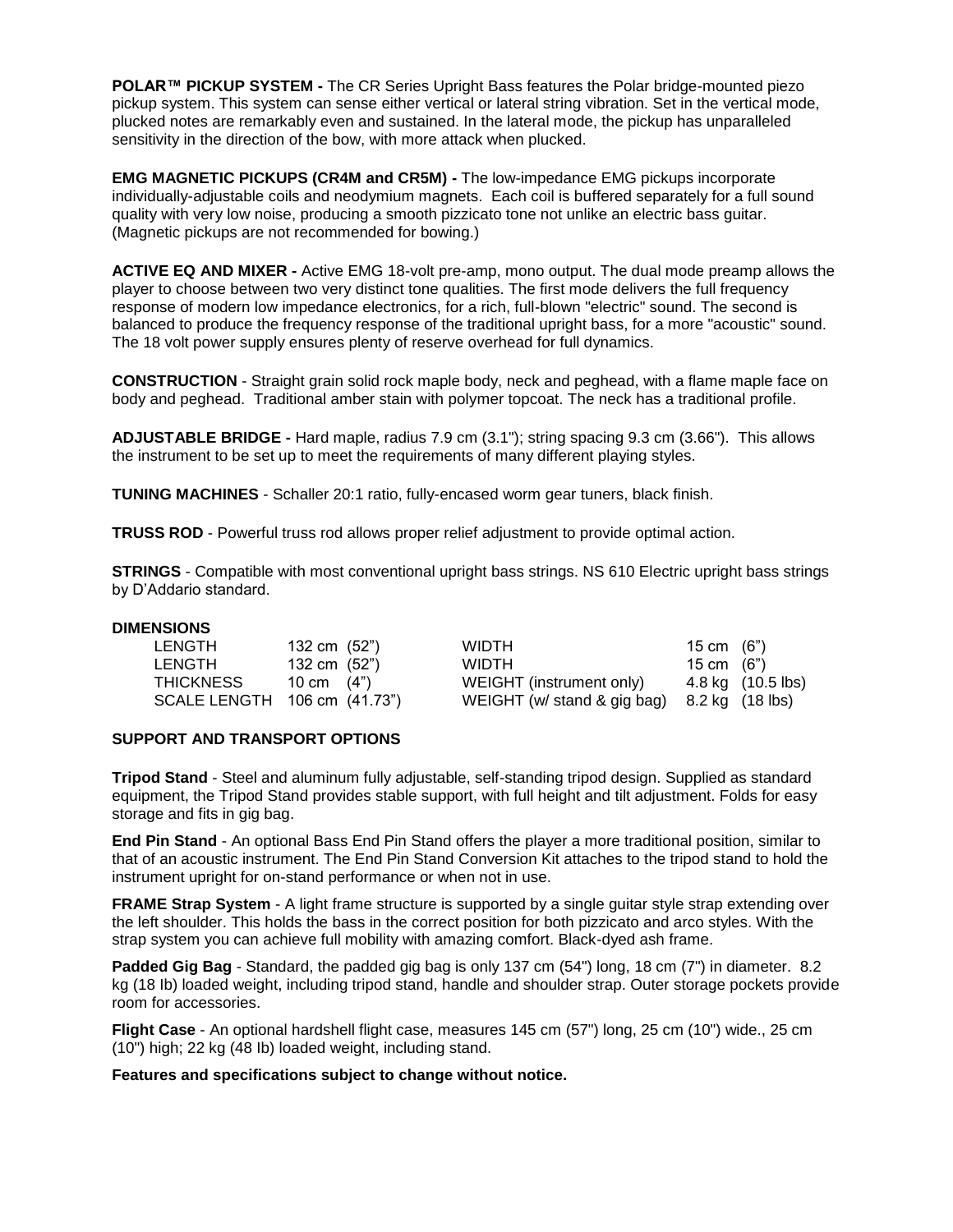**POLAR™ PICKUP SYSTEM -** The CR Series Upright Bass features the Polar bridge-mounted piezo pickup system. This system can sense either vertical or lateral string vibration. Set in the vertical mode, plucked notes are remarkably even and sustained. In the lateral mode, the pickup has unparalleled sensitivity in the direction of the bow, with more attack when plucked.

**EMG MAGNETIC PICKUPS (CR4M and CR5M) -** The low-impedance EMG pickups incorporate individually-adjustable coils and neodymium magnets. Each coil is buffered separately for a full sound quality with very low noise, producing a smooth pizzicato tone not unlike an electric bass guitar. (Magnetic pickups are not recommended for bowing.)

**ACTIVE EQ AND MIXER -** Active EMG 18-volt pre-amp, mono output. The dual mode preamp allows the player to choose between two very distinct tone qualities. The first mode delivers the full frequency response of modern low impedance electronics, for a rich, full-blown "electric" sound. The second is balanced to produce the frequency response of the traditional upright bass, for a more "acoustic" sound. The 18 volt power supply ensures plenty of reserve overhead for full dynamics.

**CONSTRUCTION** - Straight grain solid rock maple body, neck and peghead, with a flame maple face on body and peghead. Traditional amber stain with polymer topcoat. The neck has a traditional profile.

**ADJUSTABLE BRIDGE -** Hard maple, radius 7.9 cm (3.1"); string spacing 9.3 cm (3.66"). This allows the instrument to be set up to meet the requirements of many different playing styles.

**TUNING MACHINES** - Schaller 20:1 ratio, fully-encased worm gear tuners, black finish.

**TRUSS ROD** - Powerful truss rod allows proper relief adjustment to provide optimal action.

**STRINGS** - Compatible with most conventional upright bass strings. NS 610 Electric upright bass strings by D'Addario standard.

**DIMENSIONS**

| | | | |
|---|---|---|---|
| LENGTH | 132 cm (52") | WIDTH | 15 cm (6") |
| LENGTH | 132 cm (52") | WIDTH | 15 cm (6") |
| THICKNESS | 10 cm (4") | WEIGHT (instrument only) | 4.8 kg (10.5 lbs) |
| SCALE LENGTH | 106 cm (41.73") | WEIGHT (w/ stand & gig bag) | 8.2 kg (18 lbs) |

**SUPPORT AND TRANSPORT OPTIONS**

**Tripod Stand** - Steel and aluminum fully adjustable, self-standing tripod design. Supplied as standard equipment, the Tripod Stand provides stable support, with full height and tilt adjustment. Folds for easy storage and fits in gig bag.

**End Pin Stand** - An optional Bass End Pin Stand offers the player a more traditional position, similar to that of an acoustic instrument. The End Pin Stand Conversion Kit attaches to the tripod stand to hold the instrument upright for on-stand performance or when not in use.

**FRAME Strap System** - A light frame structure is supported by a single guitar style strap extending over the left shoulder. This holds the bass in the correct position for both pizzicato and arco styles. With the strap system you can achieve full mobility with amazing comfort. Black-dyed ash frame.

**Padded Gig Bag** - Standard, the padded gig bag is only 137 cm (54") long, 18 cm (7") in diameter. 8.2 kg (18 Ib) loaded weight, including tripod stand, handle and shoulder strap. Outer storage pockets provide room for accessories.

**Flight Case** - An optional hardshell flight case, measures 145 cm (57") long, 25 cm (10") wide., 25 cm (10") high; 22 kg (48 Ib) loaded weight, including stand.

**Features and specifications subject to change without notice.**